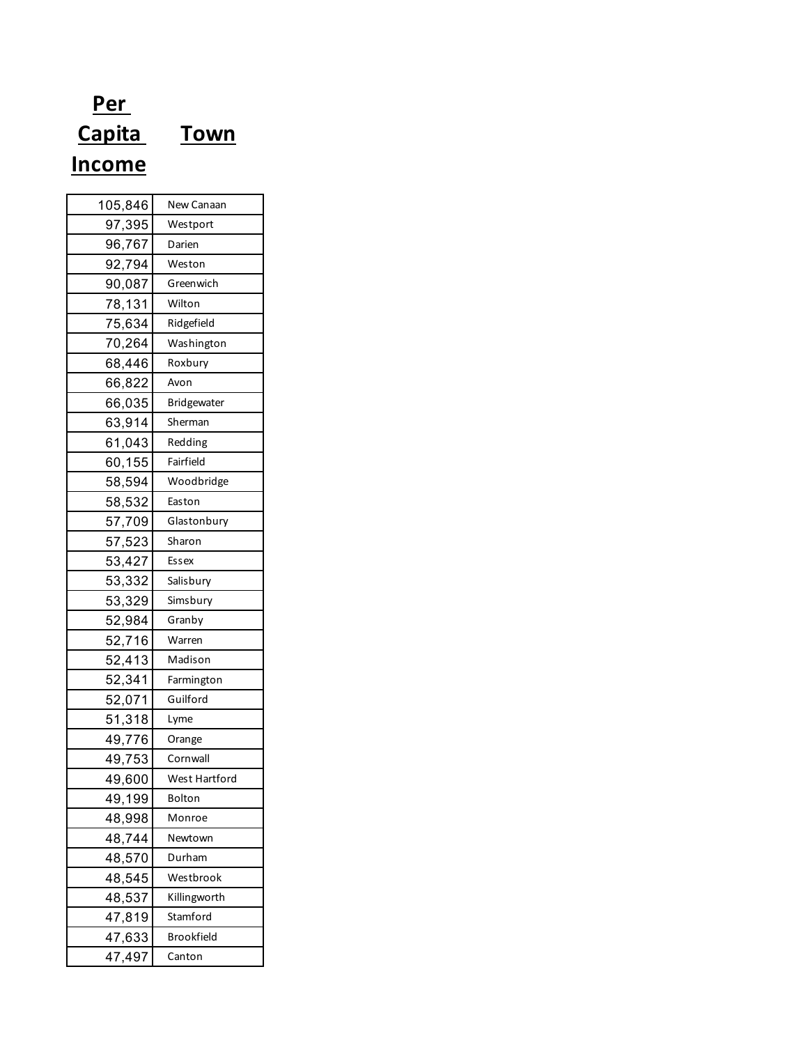| Per Capita Income | Town |
|---|---|
| 105,846 | New Canaan |
| 97,395 | Westport |
| 96,767 | Darien |
| 92,794 | Weston |
| 90,087 | Greenwich |
| 78,131 | Wilton |
| 75,634 | Ridgefield |
| 70,264 | Washington |
| 68,446 | Roxbury |
| 66,822 | Avon |
| 66,035 | Bridgewater |
| 63,914 | Sherman |
| 61,043 | Redding |
| 60,155 | Fairfield |
| 58,594 | Woodbridge |
| 58,532 | Easton |
| 57,709 | Glastonbury |
| 57,523 | Sharon |
| 53,427 | Essex |
| 53,332 | Salisbury |
| 53,329 | Simsbury |
| 52,984 | Granby |
| 52,716 | Warren |
| 52,413 | Madison |
| 52,341 | Farmington |
| 52,071 | Guilford |
| 51,318 | Lyme |
| 49,776 | Orange |
| 49,753 | Cornwall |
| 49,600 | West Hartford |
| 49,199 | Bolton |
| 48,998 | Monroe |
| 48,744 | Newtown |
| 48,570 | Durham |
| 48,545 | Westbrook |
| 48,537 | Killingworth |
| 47,819 | Stamford |
| 47,633 | Brookfield |
| 47,497 | Canton |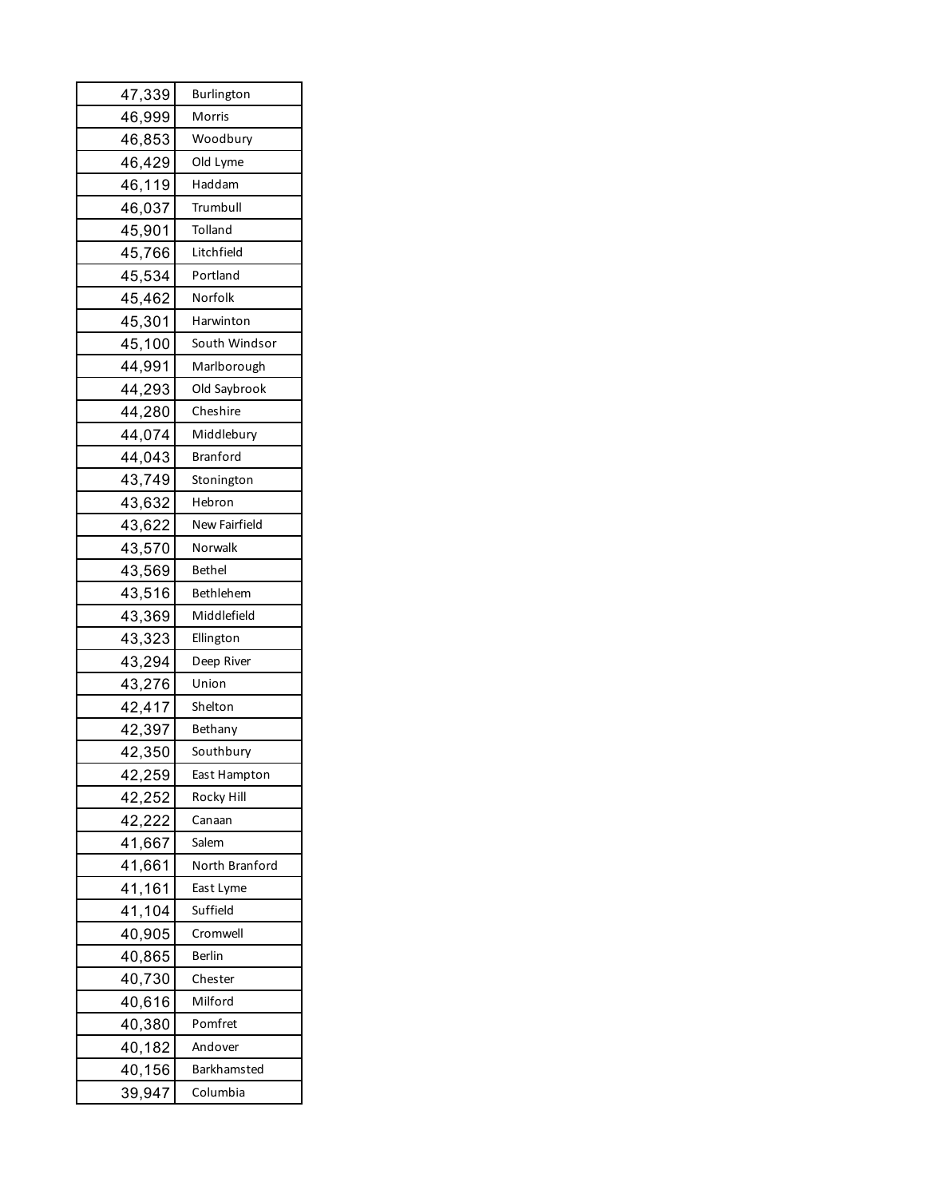| | |
|---|---|
| 47,339 | Burlington |
| 46,999 | Morris |
| 46,853 | Woodbury |
| 46,429 | Old Lyme |
| 46,119 | Haddam |
| 46,037 | Trumbull |
| 45,901 | Tolland |
| 45,766 | Litchfield |
| 45,534 | Portland |
| 45,462 | Norfolk |
| 45,301 | Harwinton |
| 45,100 | South Windsor |
| 44,991 | Marlborough |
| 44,293 | Old Saybrook |
| 44,280 | Cheshire |
| 44,074 | Middlebury |
| 44,043 | Branford |
| 43,749 | Stonington |
| 43,632 | Hebron |
| 43,622 | New Fairfield |
| 43,570 | Norwalk |
| 43,569 | Bethel |
| 43,516 | Bethlehem |
| 43,369 | Middlefield |
| 43,323 | Ellington |
| 43,294 | Deep River |
| 43,276 | Union |
| 42,417 | Shelton |
| 42,397 | Bethany |
| 42,350 | Southbury |
| 42,259 | East Hampton |
| 42,252 | Rocky Hill |
| 42,222 | Canaan |
| 41,667 | Salem |
| 41,661 | North Branford |
| 41,161 | East Lyme |
| 41,104 | Suffield |
| 40,905 | Cromwell |
| 40,865 | Berlin |
| 40,730 | Chester |
| 40,616 | Milford |
| 40,380 | Pomfret |
| 40,182 | Andover |
| 40,156 | Barkhamsted |
| 39,947 | Columbia |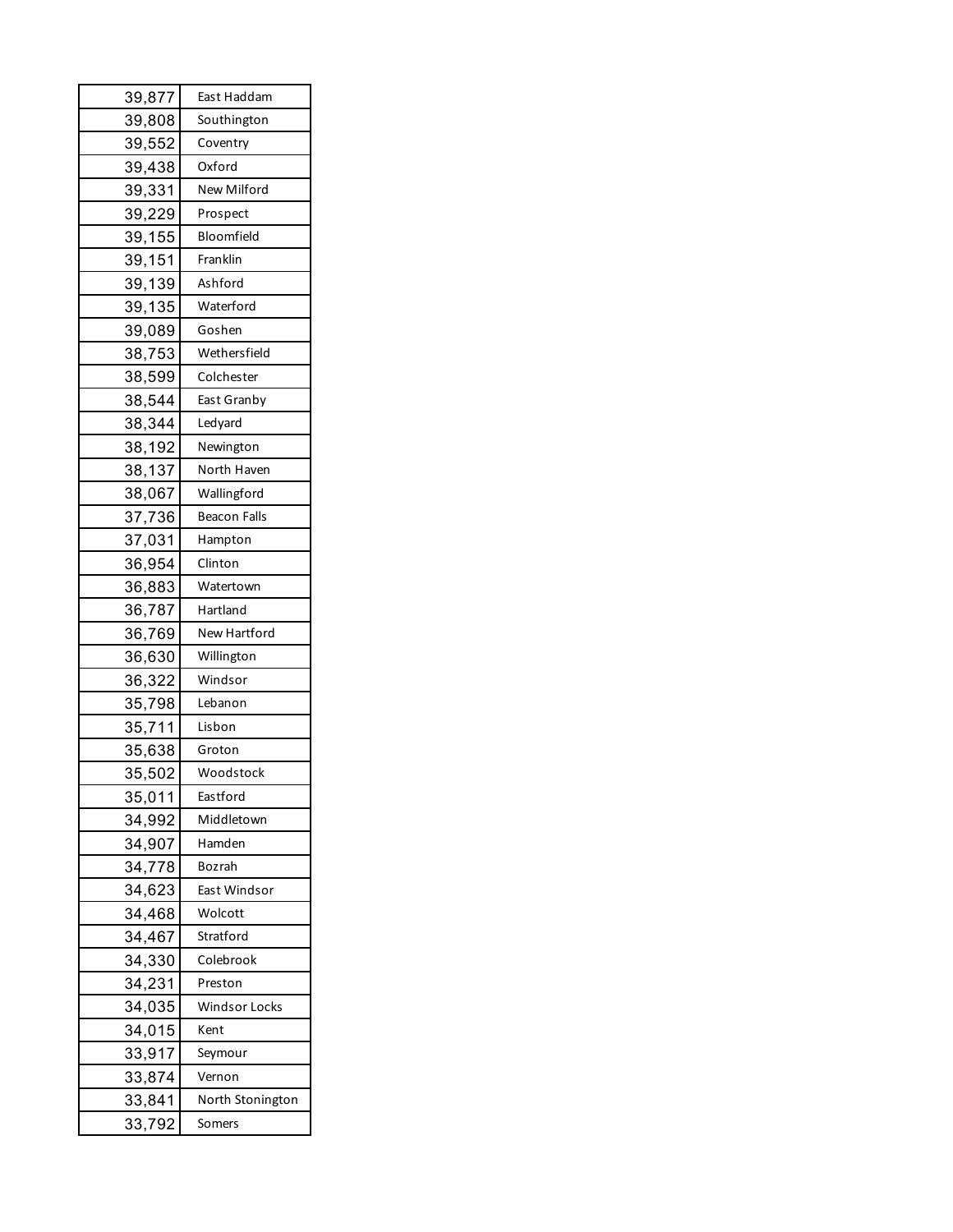| | |
|---|---|
| 39,877 | East Haddam |
| 39,808 | Southington |
| 39,552 | Coventry |
| 39,438 | Oxford |
| 39,331 | New Milford |
| 39,229 | Prospect |
| 39,155 | Bloomfield |
| 39,151 | Franklin |
| 39,139 | Ashford |
| 39,135 | Waterford |
| 39,089 | Goshen |
| 38,753 | Wethersfield |
| 38,599 | Colchester |
| 38,544 | East Granby |
| 38,344 | Ledyard |
| 38,192 | Newington |
| 38,137 | North Haven |
| 38,067 | Wallingford |
| 37,736 | Beacon Falls |
| 37,031 | Hampton |
| 36,954 | Clinton |
| 36,883 | Watertown |
| 36,787 | Hartland |
| 36,769 | New Hartford |
| 36,630 | Willington |
| 36,322 | Windsor |
| 35,798 | Lebanon |
| 35,711 | Lisbon |
| 35,638 | Groton |
| 35,502 | Woodstock |
| 35,011 | Eastford |
| 34,992 | Middletown |
| 34,907 | Hamden |
| 34,778 | Bozrah |
| 34,623 | East Windsor |
| 34,468 | Wolcott |
| 34,467 | Stratford |
| 34,330 | Colebrook |
| 34,231 | Preston |
| 34,035 | Windsor Locks |
| 34,015 | Kent |
| 33,917 | Seymour |
| 33,874 | Vernon |
| 33,841 | North Stonington |
| 33,792 | Somers |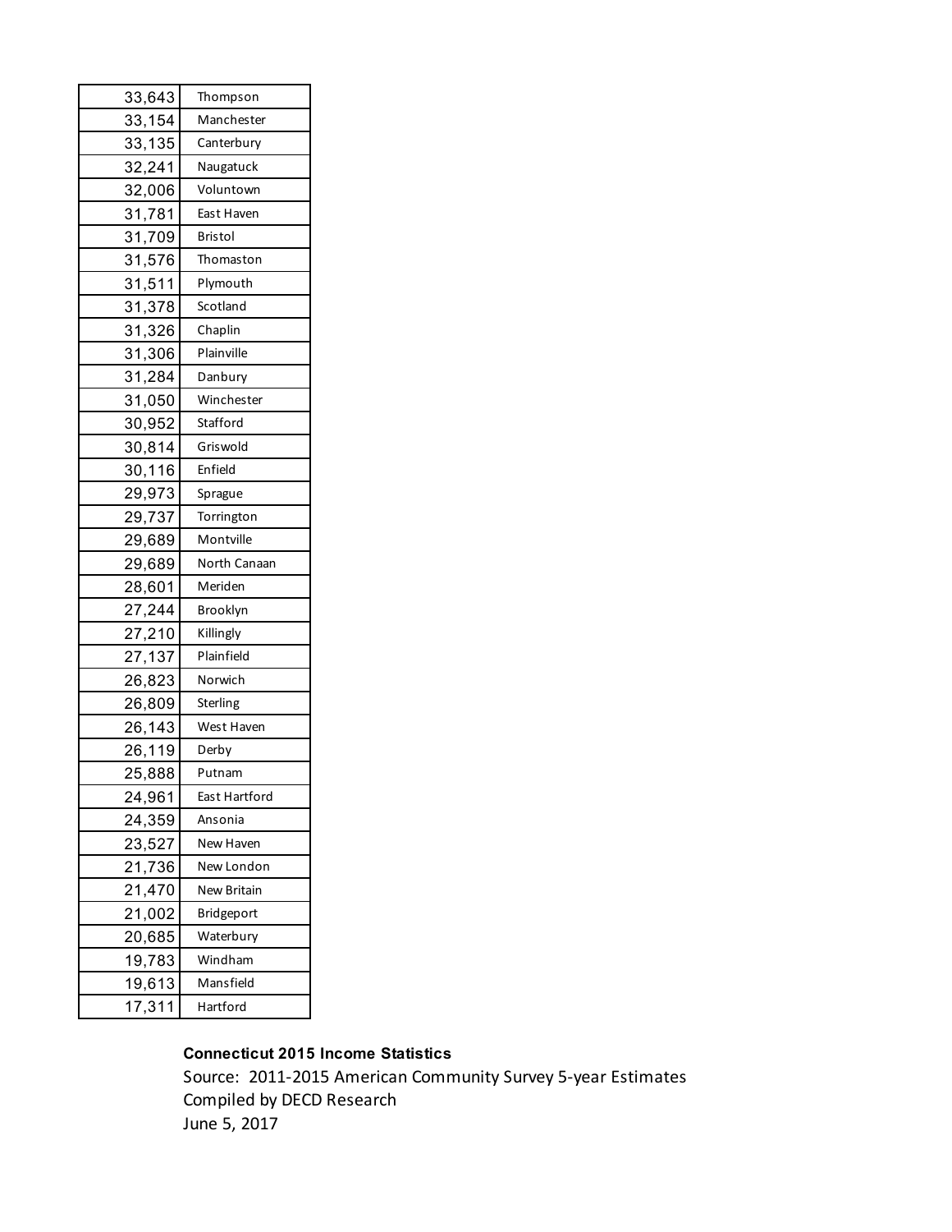| | |
|---|---|
| 33,643 | Thompson |
| 33,154 | Manchester |
| 33,135 | Canterbury |
| 32,241 | Naugatuck |
| 32,006 | Voluntown |
| 31,781 | East Haven |
| 31,709 | Bristol |
| 31,576 | Thomaston |
| 31,511 | Plymouth |
| 31,378 | Scotland |
| 31,326 | Chaplin |
| 31,306 | Plainville |
| 31,284 | Danbury |
| 31,050 | Winchester |
| 30,952 | Stafford |
| 30,814 | Griswold |
| 30,116 | Enfield |
| 29,973 | Sprague |
| 29,737 | Torrington |
| 29,689 | Montville |
| 29,689 | North Canaan |
| 28,601 | Meriden |
| 27,244 | Brooklyn |
| 27,210 | Killingly |
| 27,137 | Plainfield |
| 26,823 | Norwich |
| 26,809 | Sterling |
| 26,143 | West Haven |
| 26,119 | Derby |
| 25,888 | Putnam |
| 24,961 | East Hartford |
| 24,359 | Ansonia |
| 23,527 | New Haven |
| 21,736 | New London |
| 21,470 | New Britain |
| 21,002 | Bridgeport |
| 20,685 | Waterbury |
| 19,783 | Windham |
| 19,613 | Mansfield |
| 17,311 | Hartford |

**Connecticut 2015 Income Statistics**
Source: 2011-2015 American Community Survey 5-year Estimates
Compiled by DECD Research
June 5, 2017